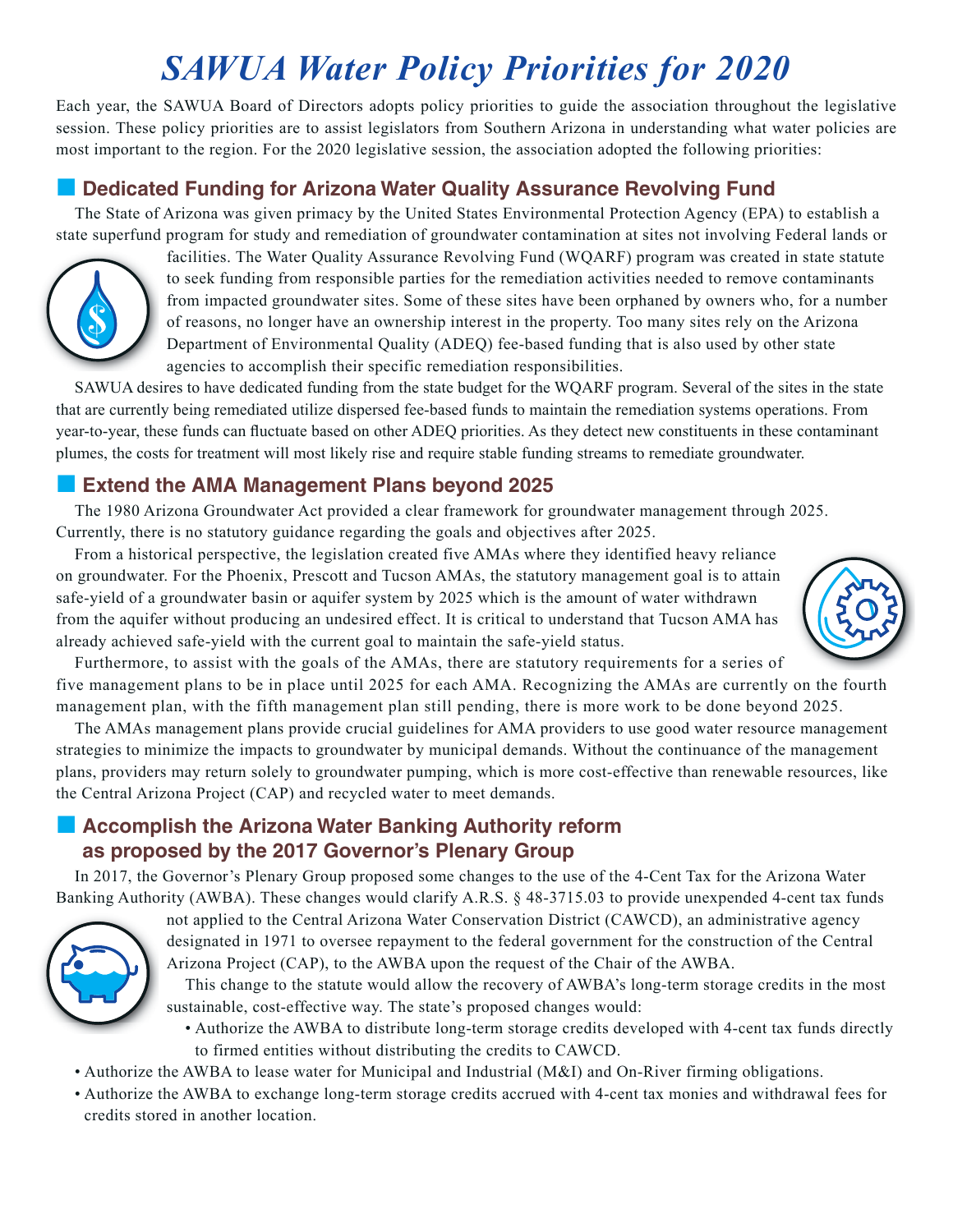# SAWUA Water Policy Priorities for 2020

Each year, the SAWUA Board of Directors adopts policy priorities to guide the association throughout the legislative session. These policy priorities are to assist legislators from Southern Arizona in understanding what water policies are most important to the region. For the 2020 legislative session, the association adopted the following priorities:

## Dedicated Funding for Arizona Water Quality Assurance Revolving Fund

The State of Arizona was given primacy by the United States Environmental Protection Agency (EPA) to establish a state superfund program for study and remediation of groundwater contamination at sites not involving Federal lands or facilities. The Water Quality Assurance Revolving Fund (WQARF) program was created in state statute to seek funding from responsible parties for the remediation activities needed to remove contaminants from impacted groundwater sites. Some of these sites have been orphaned by owners who, for a number of reasons, no longer have an ownership interest in the property. Too many sites rely on the Arizona Department of Environmental Quality (ADEQ) fee-based funding that is also used by other state agencies to accomplish their specific remediation responsibilities.

SAWUA desires to have dedicated funding from the state budget for the WQARF program. Several of the sites in the state that are currently being remediated utilize dispersed fee-based funds to maintain the remediation systems operations. From year-to-year, these funds can fluctuate based on other ADEQ priorities. As they detect new constituents in these contaminant plumes, the costs for treatment will most likely rise and require stable funding streams to remediate groundwater.

## Extend the AMA Management Plans beyond 2025

The 1980 Arizona Groundwater Act provided a clear framework for groundwater management through 2025. Currently, there is no statutory guidance regarding the goals and objectives after 2025.

From a historical perspective, the legislation created five AMAs where they identified heavy reliance on groundwater. For the Phoenix, Prescott and Tucson AMAs, the statutory management goal is to attain safe-yield of a groundwater basin or aquifer system by 2025 which is the amount of water withdrawn from the aquifer without producing an undesired effect. It is critical to understand that Tucson AMA has already achieved safe-yield with the current goal to maintain the safe-yield status.

Furthermore, to assist with the goals of the AMAs, there are statutory requirements for a series of five management plans to be in place until 2025 for each AMA. Recognizing the AMAs are currently on the fourth management plan, with the fifth management plan still pending, there is more work to be done beyond 2025.

The AMAs management plans provide crucial guidelines for AMA providers to use good water resource management strategies to minimize the impacts to groundwater by municipal demands. Without the continuance of the management plans, providers may return solely to groundwater pumping, which is more cost-effective than renewable resources, like the Central Arizona Project (CAP) and recycled water to meet demands.

## Accomplish the Arizona Water Banking Authority reform as proposed by the 2017 Governor's Plenary Group

In 2017, the Governor's Plenary Group proposed some changes to the use of the 4-Cent Tax for the Arizona Water Banking Authority (AWBA). These changes would clarify A.R.S. § 48-3715.03 to provide unexpended 4-cent tax funds not applied to the Central Arizona Water Conservation District (CAWCD), an administrative agency designated in 1971 to oversee repayment to the federal government for the construction of the Central Arizona Project (CAP), to the AWBA upon the request of the Chair of the AWBA.

This change to the statute would allow the recovery of AWBA's long-term storage credits in the most sustainable, cost-effective way. The state's proposed changes would:

- Authorize the AWBA to distribute long-term storage credits developed with 4-cent tax funds directly to firmed entities without distributing the credits to CAWCD.
- Authorize the AWBA to lease water for Municipal and Industrial (M&I) and On-River firming obligations.
- Authorize the AWBA to exchange long-term storage credits accrued with 4-cent tax monies and withdrawal fees for credits stored in another location.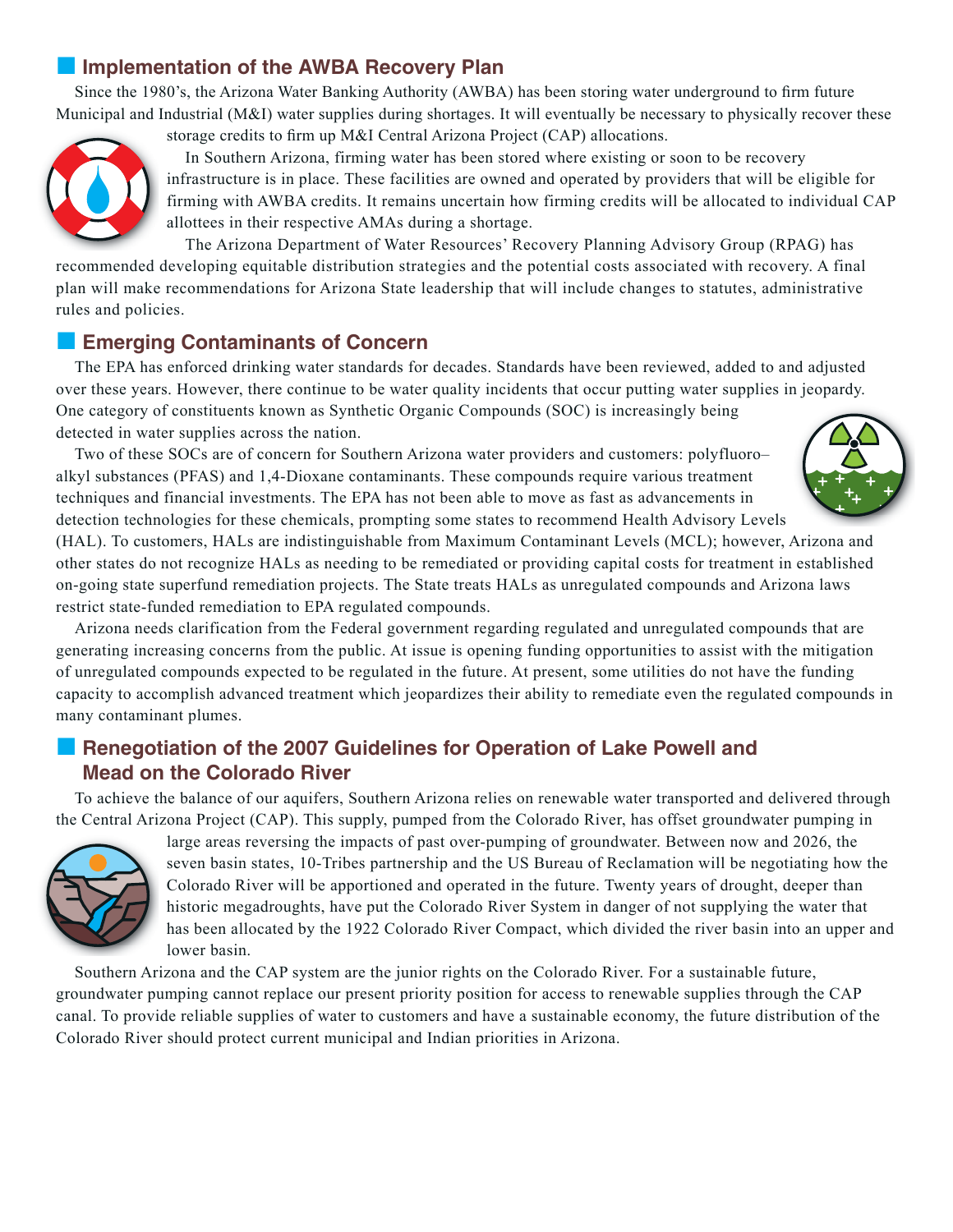## Implementation of the AWBA Recovery Plan

Since the 1980's, the Arizona Water Banking Authority (AWBA) has been storing water underground to firm future Municipal and Industrial (M&I) water supplies during shortages. It will eventually be necessary to physically recover these storage credits to firm up M&I Central Arizona Project (CAP) allocations.

In Southern Arizona, firming water has been stored where existing or soon to be recovery infrastructure is in place. These facilities are owned and operated by providers that will be eligible for firming with AWBA credits. It remains uncertain how firming credits will be allocated to individual CAP allottees in their respective AMAs during a shortage.

The Arizona Department of Water Resources' Recovery Planning Advisory Group (RPAG) has recommended developing equitable distribution strategies and the potential costs associated with recovery. A final plan will make recommendations for Arizona State leadership that will include changes to statutes, administrative rules and policies.

## Emerging Contaminants of Concern

The EPA has enforced drinking water standards for decades. Standards have been reviewed, added to and adjusted over these years. However, there continue to be water quality incidents that occur putting water supplies in jeopardy. One category of constituents known as Synthetic Organic Compounds (SOC) is increasingly being detected in water supplies across the nation.

Two of these SOCs are of concern for Southern Arizona water providers and customers: polyfluoro–alkyl substances (PFAS) and 1,4-Dioxane contaminants. These compounds require various treatment techniques and financial investments. The EPA has not been able to move as fast as advancements in detection technologies for these chemicals, prompting some states to recommend Health Advisory Levels (HAL). To customers, HALs are indistinguishable from Maximum Contaminant Levels (MCL); however, Arizona and other states do not recognize HALs as needing to be remediated or providing capital costs for treatment in established on-going state superfund remediation projects. The State treats HALs as unregulated compounds and Arizona laws restrict state-funded remediation to EPA regulated compounds.

Arizona needs clarification from the Federal government regarding regulated and unregulated compounds that are generating increasing concerns from the public. At issue is opening funding opportunities to assist with the mitigation of unregulated compounds expected to be regulated in the future. At present, some utilities do not have the funding capacity to accomplish advanced treatment which jeopardizes their ability to remediate even the regulated compounds in many contaminant plumes.

## Renegotiation of the 2007 Guidelines for Operation of Lake Powell and Mead on the Colorado River

To achieve the balance of our aquifers, Southern Arizona relies on renewable water transported and delivered through the Central Arizona Project (CAP). This supply, pumped from the Colorado River, has offset groundwater pumping in large areas reversing the impacts of past over-pumping of groundwater. Between now and 2026, the seven basin states, 10-Tribes partnership and the US Bureau of Reclamation will be negotiating how the Colorado River will be apportioned and operated in the future. Twenty years of drought, deeper than historic megadroughts, have put the Colorado River System in danger of not supplying the water that has been allocated by the 1922 Colorado River Compact, which divided the river basin into an upper and lower basin.

Southern Arizona and the CAP system are the junior rights on the Colorado River. For a sustainable future, groundwater pumping cannot replace our present priority position for access to renewable supplies through the CAP canal. To provide reliable supplies of water to customers and have a sustainable economy, the future distribution of the Colorado River should protect current municipal and Indian priorities in Arizona.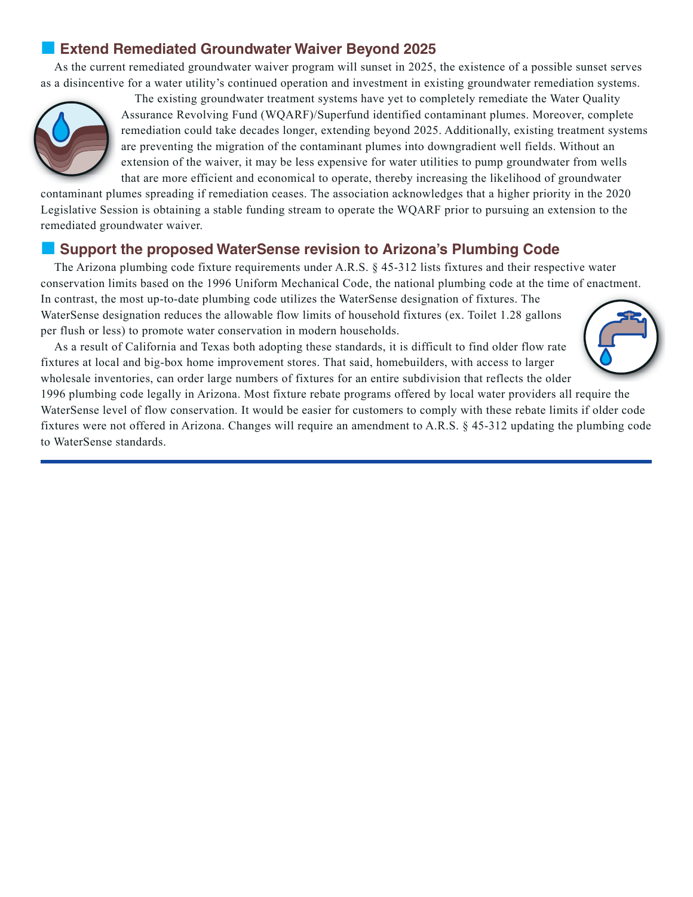## Extend Remediated Groundwater Waiver Beyond 2025

As the current remediated groundwater waiver program will sunset in 2025, the existence of a possible sunset serves as a disincentive for a water utility's continued operation and investment in existing groundwater remediation systems. The existing groundwater treatment systems have yet to completely remediate the Water Quality Assurance Revolving Fund (WQARF)/Superfund identified contaminant plumes. Moreover, complete remediation could take decades longer, extending beyond 2025. Additionally, existing treatment systems are preventing the migration of the contaminant plumes into downgradient well fields. Without an extension of the waiver, it may be less expensive for water utilities to pump groundwater from wells that are more efficient and economical to operate, thereby increasing the likelihood of groundwater contaminant plumes spreading if remediation ceases. The association acknowledges that a higher priority in the 2020 Legislative Session is obtaining a stable funding stream to operate the WQARF prior to pursuing an extension to the remediated groundwater waiver.

## Support the proposed WaterSense revision to Arizona's Plumbing Code

The Arizona plumbing code fixture requirements under A.R.S. § 45-312 lists fixtures and their respective water conservation limits based on the 1996 Uniform Mechanical Code, the national plumbing code at the time of enactment. In contrast, the most up-to-date plumbing code utilizes the WaterSense designation of fixtures. The WaterSense designation reduces the allowable flow limits of household fixtures (ex. Toilet 1.28 gallons per flush or less) to promote water conservation in modern households.

As a result of California and Texas both adopting these standards, it is difficult to find older flow rate fixtures at local and big-box home improvement stores. That said, homebuilders, with access to larger wholesale inventories, can order large numbers of fixtures for an entire subdivision that reflects the older 1996 plumbing code legally in Arizona. Most fixture rebate programs offered by local water providers all require the WaterSense level of flow conservation. It would be easier for customers to comply with these rebate limits if older code fixtures were not offered in Arizona. Changes will require an amendment to A.R.S. § 45-312 updating the plumbing code to WaterSense standards.